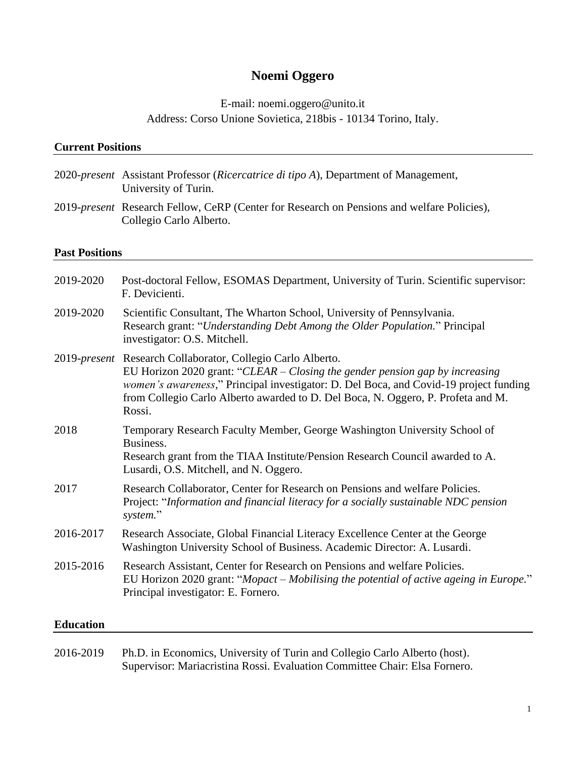# Noemi Oggero

E-mail: noemi.oggero@unito.it
Address: Corso Unione Sovietica, 218bis - 10134 Torino, Italy.

## Current Positions

2020-*present* Assistant Professor (*Ricercatrice di tipo A*), Department of Management, University of Turin.

2019-*present* Research Fellow, CeRP (Center for Research on Pensions and welfare Policies), Collegio Carlo Alberto.

## Past Positions

2019-2020 Post-doctoral Fellow, ESOMAS Department, University of Turin. Scientific supervisor: F. Devicienti.

2019-2020 Scientific Consultant, The Wharton School, University of Pennsylvania. Research grant: "*Understanding Debt Among the Older Population.*" Principal investigator: O.S. Mitchell.

2019-*present* Research Collaborator, Collegio Carlo Alberto. EU Horizon 2020 grant: "*CLEAR – Closing the gender pension gap by increasing women's awareness*," Principal investigator: D. Del Boca, and Covid-19 project funding from Collegio Carlo Alberto awarded to D. Del Boca, N. Oggero, P. Profeta and M. Rossi.

2018 Temporary Research Faculty Member, George Washington University School of Business. Research grant from the TIAA Institute/Pension Research Council awarded to A. Lusardi, O.S. Mitchell, and N. Oggero.

2017 Research Collaborator, Center for Research on Pensions and welfare Policies. Project: "*Information and financial literacy for a socially sustainable NDC pension system.*"

2016-2017 Research Associate, Global Financial Literacy Excellence Center at the George Washington University School of Business. Academic Director: A. Lusardi.

2015-2016 Research Assistant, Center for Research on Pensions and welfare Policies. EU Horizon 2020 grant: "*Mopact – Mobilising the potential of active ageing in Europe.*" Principal investigator: E. Fornero.

## Education

2016-2019 Ph.D. in Economics, University of Turin and Collegio Carlo Alberto (host). Supervisor: Mariacristina Rossi. Evaluation Committee Chair: Elsa Fornero.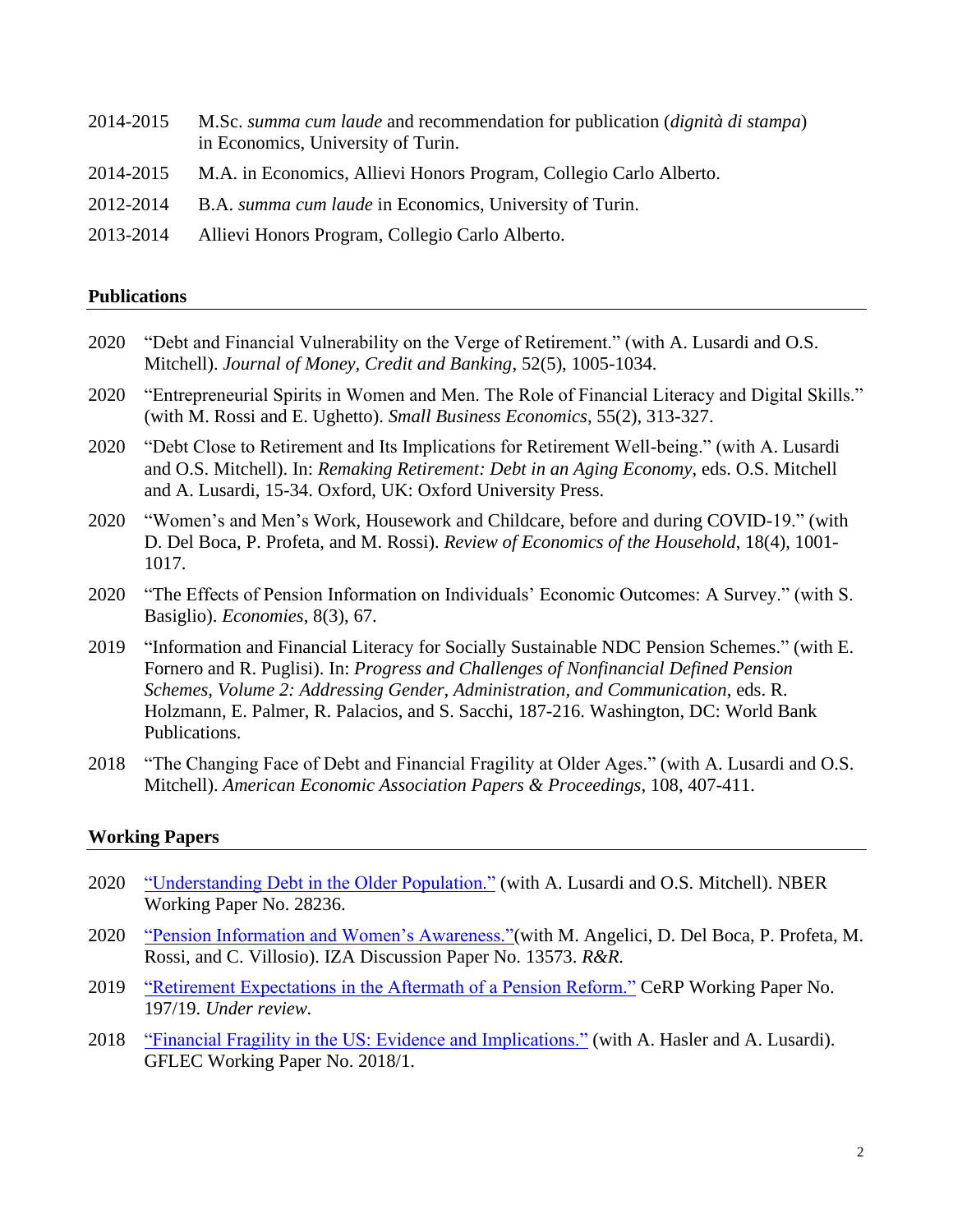2014-2015 M.Sc. *summa cum laude* and recommendation for publication (*dignità di stampa*) in Economics, University of Turin.

2014-2015 M.A. in Economics, Allievi Honors Program, Collegio Carlo Alberto.

2012-2014 B.A. *summa cum laude* in Economics, University of Turin.

2013-2014 Allievi Honors Program, Collegio Carlo Alberto.

## Publications

2020 "Debt and Financial Vulnerability on the Verge of Retirement." (with A. Lusardi and O.S. Mitchell). *Journal of Money, Credit and Banking*, 52(5), 1005-1034.

2020 "Entrepreneurial Spirits in Women and Men. The Role of Financial Literacy and Digital Skills." (with M. Rossi and E. Ughetto). *Small Business Economics*, 55(2), 313-327.

2020 "Debt Close to Retirement and Its Implications for Retirement Well-being." (with A. Lusardi and O.S. Mitchell). In: *Remaking Retirement: Debt in an Aging Economy*, eds. O.S. Mitchell and A. Lusardi, 15-34. Oxford, UK: Oxford University Press.

2020 "Women's and Men's Work, Housework and Childcare, before and during COVID-19." (with D. Del Boca, P. Profeta, and M. Rossi). *Review of Economics of the Household*, 18(4), 1001-1017.

2020 "The Effects of Pension Information on Individuals' Economic Outcomes: A Survey." (with S. Basiglio). *Economies*, 8(3), 67.

2019 "Information and Financial Literacy for Socially Sustainable NDC Pension Schemes." (with E. Fornero and R. Puglisi). In: *Progress and Challenges of Nonfinancial Defined Pension Schemes, Volume 2: Addressing Gender, Administration, and Communication*, eds. R. Holzmann, E. Palmer, R. Palacios, and S. Sacchi, 187-216. Washington, DC: World Bank Publications.

2018 "The Changing Face of Debt and Financial Fragility at Older Ages." (with A. Lusardi and O.S. Mitchell). *American Economic Association Papers & Proceedings*, 108, 407-411.

## Working Papers

2020 "Understanding Debt in the Older Population." (with A. Lusardi and O.S. Mitchell). NBER Working Paper No. 28236.

2020 "Pension Information and Women's Awareness."(with M. Angelici, D. Del Boca, P. Profeta, M. Rossi, and C. Villosio). IZA Discussion Paper No. 13573. *R&R.*

2019 "Retirement Expectations in the Aftermath of a Pension Reform." CeRP Working Paper No. 197/19. *Under review.*

2018 "Financial Fragility in the US: Evidence and Implications." (with A. Hasler and A. Lusardi). GFLEC Working Paper No. 2018/1.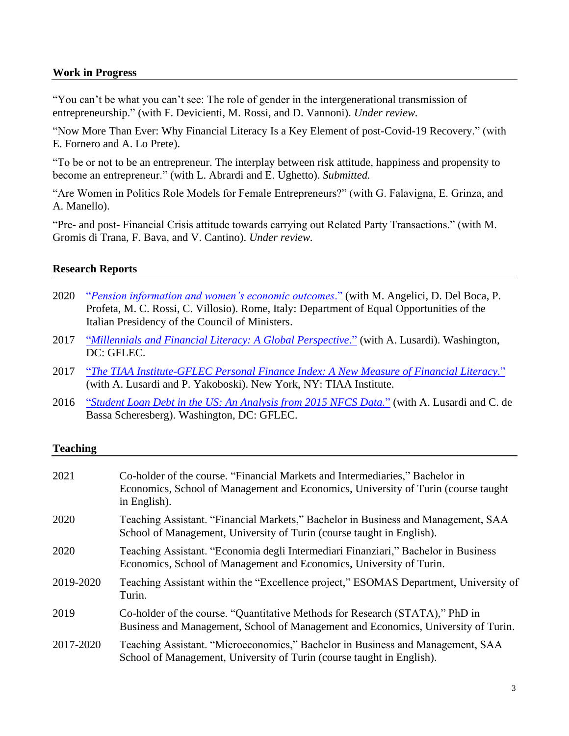## Work in Progress

"You can't be what you can't see: The role of gender in the intergenerational transmission of entrepreneurship." (with F. Devicienti, M. Rossi, and D. Vannoni). *Under review.*

"Now More Than Ever: Why Financial Literacy Is a Key Element of post-Covid-19 Recovery." (with E. Fornero and A. Lo Prete).

"To be or not to be an entrepreneur. The interplay between risk attitude, happiness and propensity to become an entrepreneur." (with L. Abrardi and E. Ughetto). *Submitted.*

"Are Women in Politics Role Models for Female Entrepreneurs?" (with G. Falavigna, E. Grinza, and A. Manello).

"Pre- and post- Financial Crisis attitude towards carrying out Related Party Transactions." (with M. Gromis di Trana, F. Bava, and V. Cantino). *Under review.*

## Research Reports

2020 "*Pension information and women's economic outcomes*." (with M. Angelici, D. Del Boca, P. Profeta, M. C. Rossi, C. Villosio). Rome, Italy: Department of Equal Opportunities of the Italian Presidency of the Council of Ministers.

2017 "*Millennials and Financial Literacy: A Global Perspective*." (with A. Lusardi). Washington, DC: GFLEC.

2017 "*The TIAA Institute-GFLEC Personal Finance Index: A New Measure of Financial Literacy*." (with A. Lusardi and P. Yakoboski). New York, NY: TIAA Institute.

2016 "*Student Loan Debt in the US: An Analysis from 2015 NFCS Data.*" (with A. Lusardi and C. de Bassa Scheresberg). Washington, DC: GFLEC.

## Teaching

| | |
|---|---|
| 2021 | Co-holder of the course. "Financial Markets and Intermediaries," Bachelor in Economics, School of Management and Economics, University of Turin (course taught in English). |
| 2020 | Teaching Assistant. "Financial Markets," Bachelor in Business and Management, SAA School of Management, University of Turin (course taught in English). |
| 2020 | Teaching Assistant. "Economia degli Intermediari Finanziari," Bachelor in Business Economics, School of Management and Economics, University of Turin. |
| 2019-2020 | Teaching Assistant within the "Excellence project," ESOMAS Department, University of Turin. |
| 2019 | Co-holder of the course. "Quantitative Methods for Research (STATA)," PhD in Business and Management, School of Management and Economics, University of Turin. |
| 2017-2020 | Teaching Assistant. "Microeconomics," Bachelor in Business and Management, SAA School of Management, University of Turin (course taught in English). |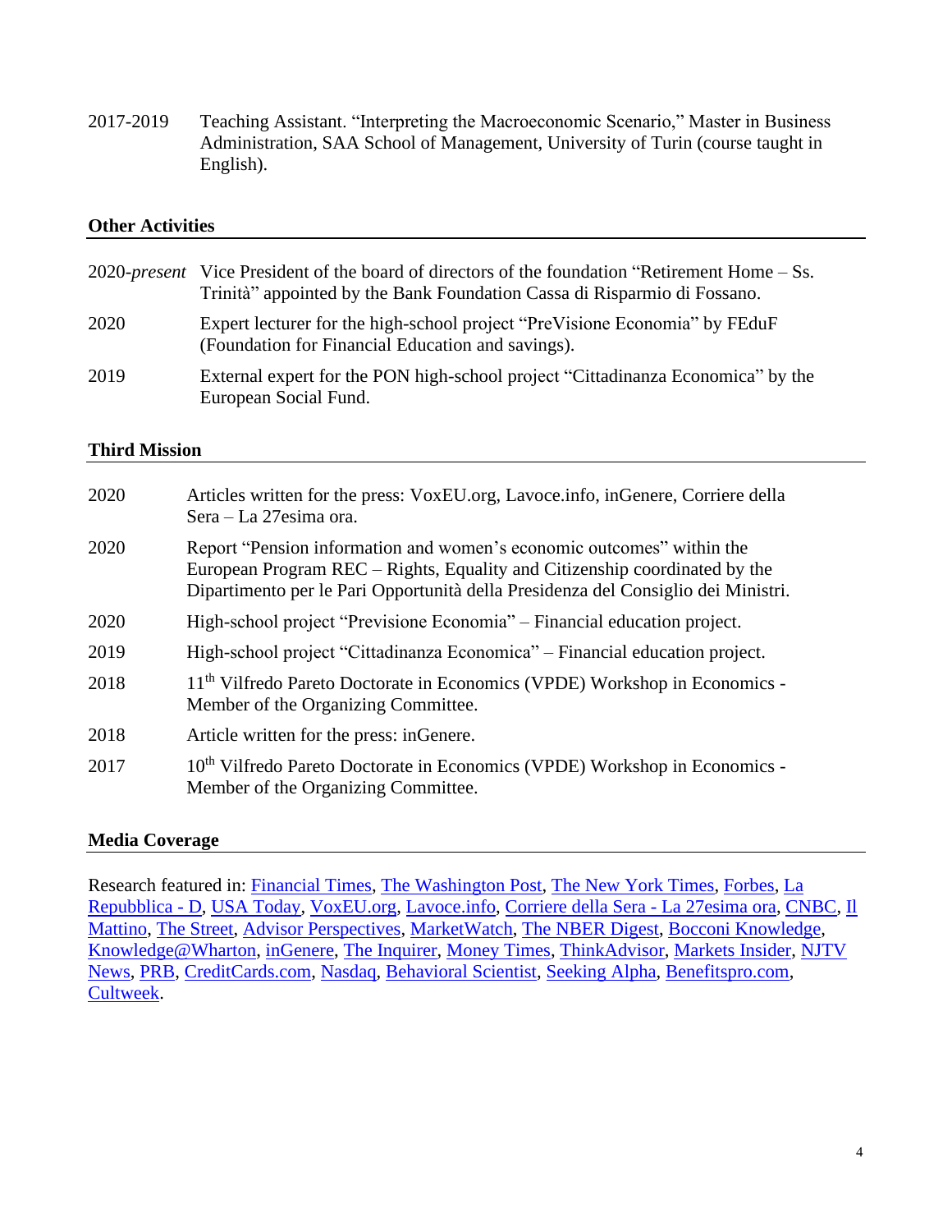2017-2019 Teaching Assistant. "Interpreting the Macroeconomic Scenario," Master in Business Administration, SAA School of Management, University of Turin (course taught in English).

## Other Activities

2020-*present* Vice President of the board of directors of the foundation "Retirement Home – Ss. Trinità" appointed by the Bank Foundation Cassa di Risparmio di Fossano.

2020 Expert lecturer for the high-school project "PreVisione Economia" by FEduF (Foundation for Financial Education and savings).

2019 External expert for the PON high-school project "Cittadinanza Economica" by the European Social Fund.

## Third Mission

2020 Articles written for the press: VoxEU.org, Lavoce.info, inGenere, Corriere della Sera – La 27esima ora.

2020 Report "Pension information and women's economic outcomes" within the European Program REC – Rights, Equality and Citizenship coordinated by the Dipartimento per le Pari Opportunità della Presidenza del Consiglio dei Ministri.

2020 High-school project "Previsione Economia" – Financial education project.

2019 High-school project "Cittadinanza Economica" – Financial education project.

2018 11th Vilfredo Pareto Doctorate in Economics (VPDE) Workshop in Economics - Member of the Organizing Committee.

2018 Article written for the press: inGenere.

2017 10th Vilfredo Pareto Doctorate in Economics (VPDE) Workshop in Economics - Member of the Organizing Committee.

## Media Coverage

Research featured in: Financial Times, The Washington Post, The New York Times, Forbes, La Repubblica - D, USA Today, VoxEU.org, Lavoce.info, Corriere della Sera - La 27esima ora, CNBC, Il Mattino, The Street, Advisor Perspectives, MarketWatch, The NBER Digest, Bocconi Knowledge, Knowledge@Wharton, inGenere, The Inquirer, Money Times, ThinkAdvisor, Markets Insider, NJTV News, PRB, CreditCards.com, Nasdaq, Behavioral Scientist, Seeking Alpha, Benefitspro.com, Cultweek.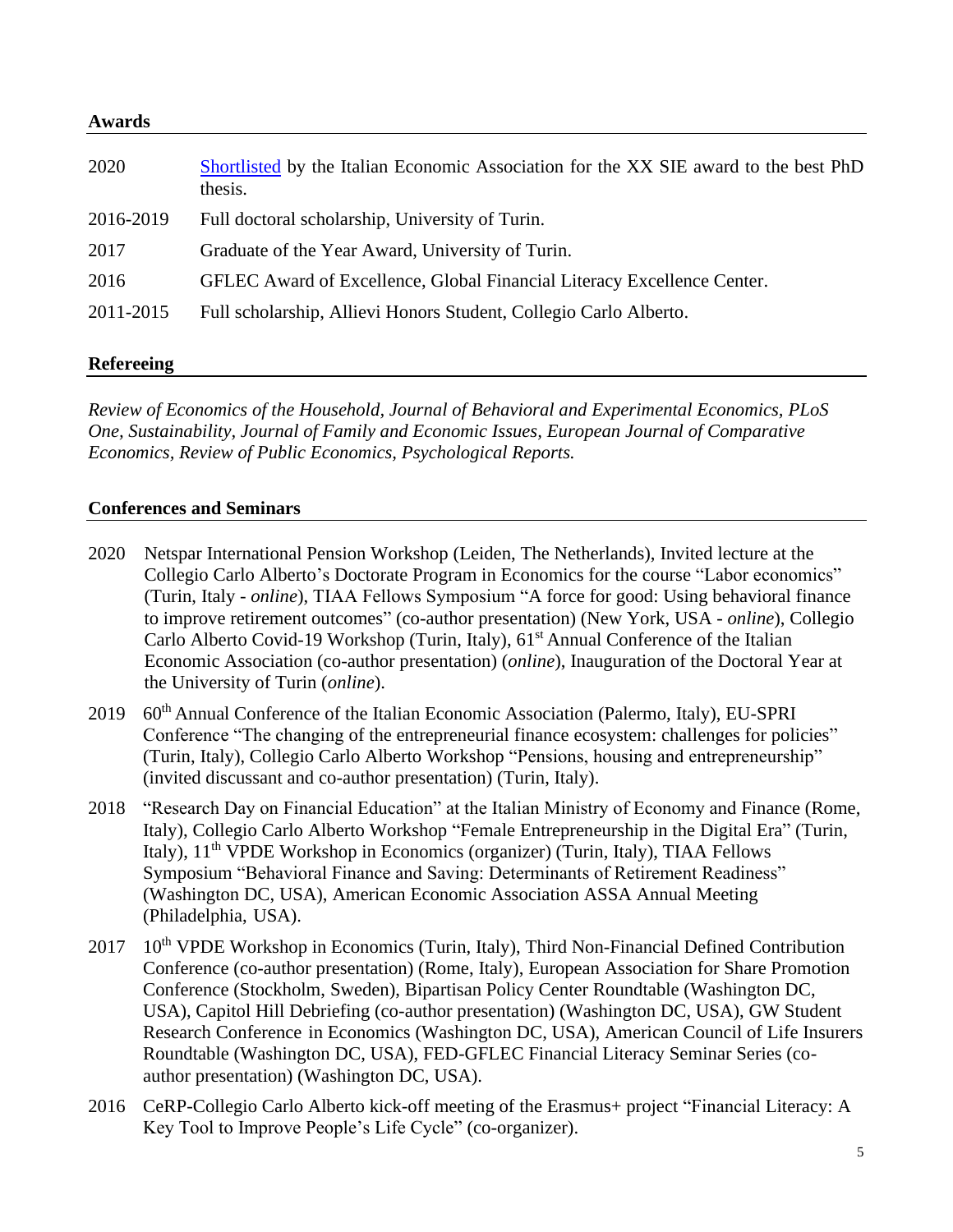## Awards

| | |
|---|---|
| 2020 | Shortlisted by the Italian Economic Association for the XX SIE award to the best PhD thesis. |
| 2016-2019 | Full doctoral scholarship, University of Turin. |
| 2017 | Graduate of the Year Award, University of Turin. |
| 2016 | GFLEC Award of Excellence, Global Financial Literacy Excellence Center. |
| 2011-2015 | Full scholarship, Allievi Honors Student, Collegio Carlo Alberto. |

## Refereeing

*Review of Economics of the Household, Journal of Behavioral and Experimental Economics, PLoS One, Sustainability, Journal of Family and Economic Issues, European Journal of Comparative Economics, Review of Public Economics, Psychological Reports.*

## Conferences and Seminars

2020 Netspar International Pension Workshop (Leiden, The Netherlands), Invited lecture at the Collegio Carlo Alberto's Doctorate Program in Economics for the course "Labor economics" (Turin, Italy - *online*), TIAA Fellows Symposium "A force for good: Using behavioral finance to improve retirement outcomes" (co-author presentation) (New York, USA - *online*), Collegio Carlo Alberto Covid-19 Workshop (Turin, Italy), 61st Annual Conference of the Italian Economic Association (co-author presentation) (*online*), Inauguration of the Doctoral Year at the University of Turin (*online*).

2019 60th Annual Conference of the Italian Economic Association (Palermo, Italy), EU-SPRI Conference "The changing of the entrepreneurial finance ecosystem: challenges for policies" (Turin, Italy), Collegio Carlo Alberto Workshop "Pensions, housing and entrepreneurship" (invited discussant and co-author presentation) (Turin, Italy).

2018 "Research Day on Financial Education" at the Italian Ministry of Economy and Finance (Rome, Italy), Collegio Carlo Alberto Workshop "Female Entrepreneurship in the Digital Era" (Turin, Italy), 11th VPDE Workshop in Economics (organizer) (Turin, Italy), TIAA Fellows Symposium "Behavioral Finance and Saving: Determinants of Retirement Readiness" (Washington DC, USA), American Economic Association ASSA Annual Meeting (Philadelphia, USA).

2017 10th VPDE Workshop in Economics (Turin, Italy), Third Non-Financial Defined Contribution Conference (co-author presentation) (Rome, Italy), European Association for Share Promotion Conference (Stockholm, Sweden), Bipartisan Policy Center Roundtable (Washington DC, USA), Capitol Hill Debriefing (co-author presentation) (Washington DC, USA), GW Student Research Conference in Economics (Washington DC, USA), American Council of Life Insurers Roundtable (Washington DC, USA), FED-GFLEC Financial Literacy Seminar Series (co-author presentation) (Washington DC, USA).

2016 CeRP-Collegio Carlo Alberto kick-off meeting of the Erasmus+ project "Financial Literacy: A Key Tool to Improve People's Life Cycle" (co-organizer).